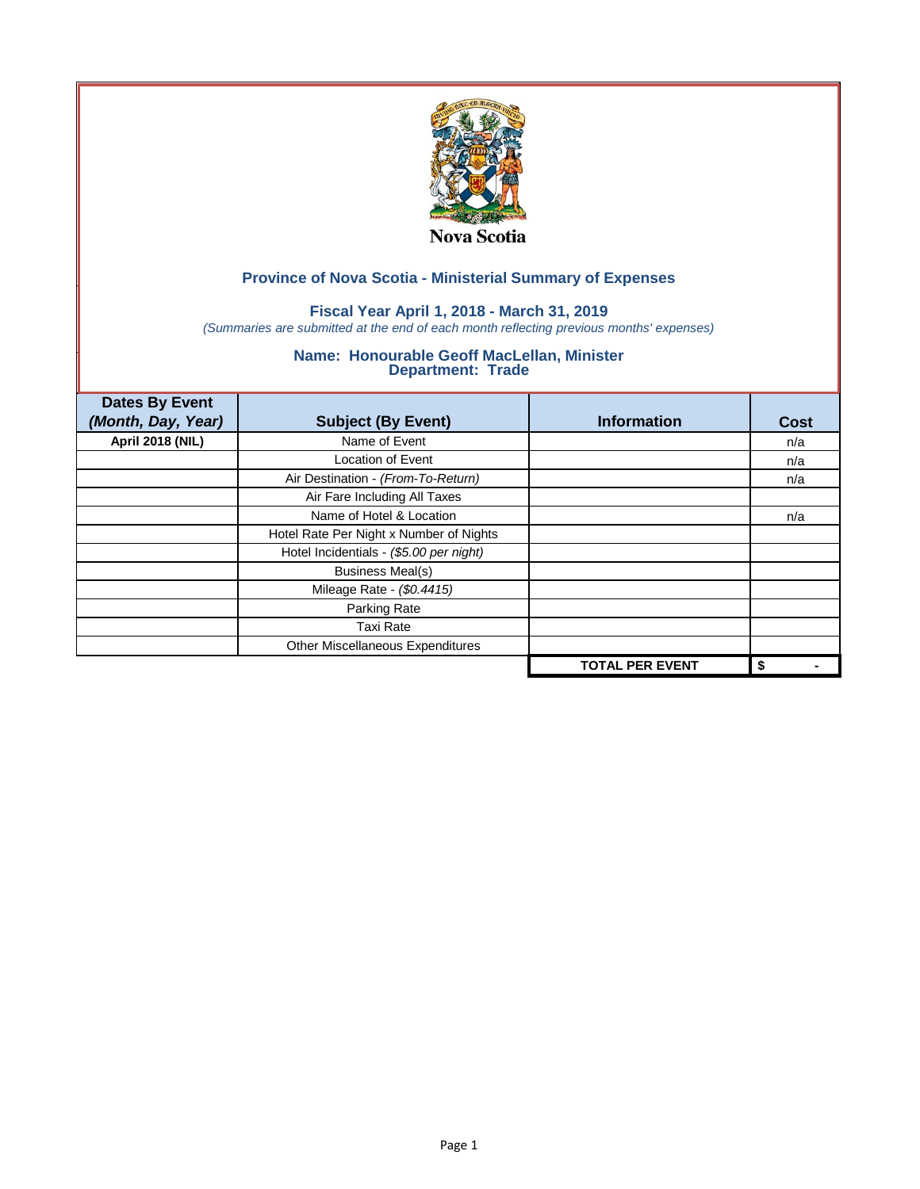Nova Scotia

## Province of Nova Scotia - Ministerial Summary of Expenses

### Fiscal Year April 1, 2018 - March 31, 2019

*(Summaries are submitted at the end of each month reflecting previous months' expenses)*

### Name: Honourable Geoff MacLellan, Minister
### Department: Trade

| Dates By Event *(Month, Day, Year)* | Subject (By Event) | Information | Cost |
|---|---|---|---|
| **April 2018 (NIL)** | Name of Event | | n/a |
| | Location of Event | | n/a |
| | Air Destination - *(From-To-Return)* | | n/a |
| | Air Fare Including All Taxes | | |
| | Name of Hotel & Location | | n/a |
| | Hotel Rate Per Night x Number of Nights | | |
| | Hotel Incidentials - *($5.00 per night)* | | |
| | Business Meal(s) | | |
| | Mileage Rate - *($0.4415)* | | |
| | Parking Rate | | |
| | Taxi Rate | | |
| | Other Miscellaneous Expenditures | | |
| | | **TOTAL PER EVENT** | **$ -** |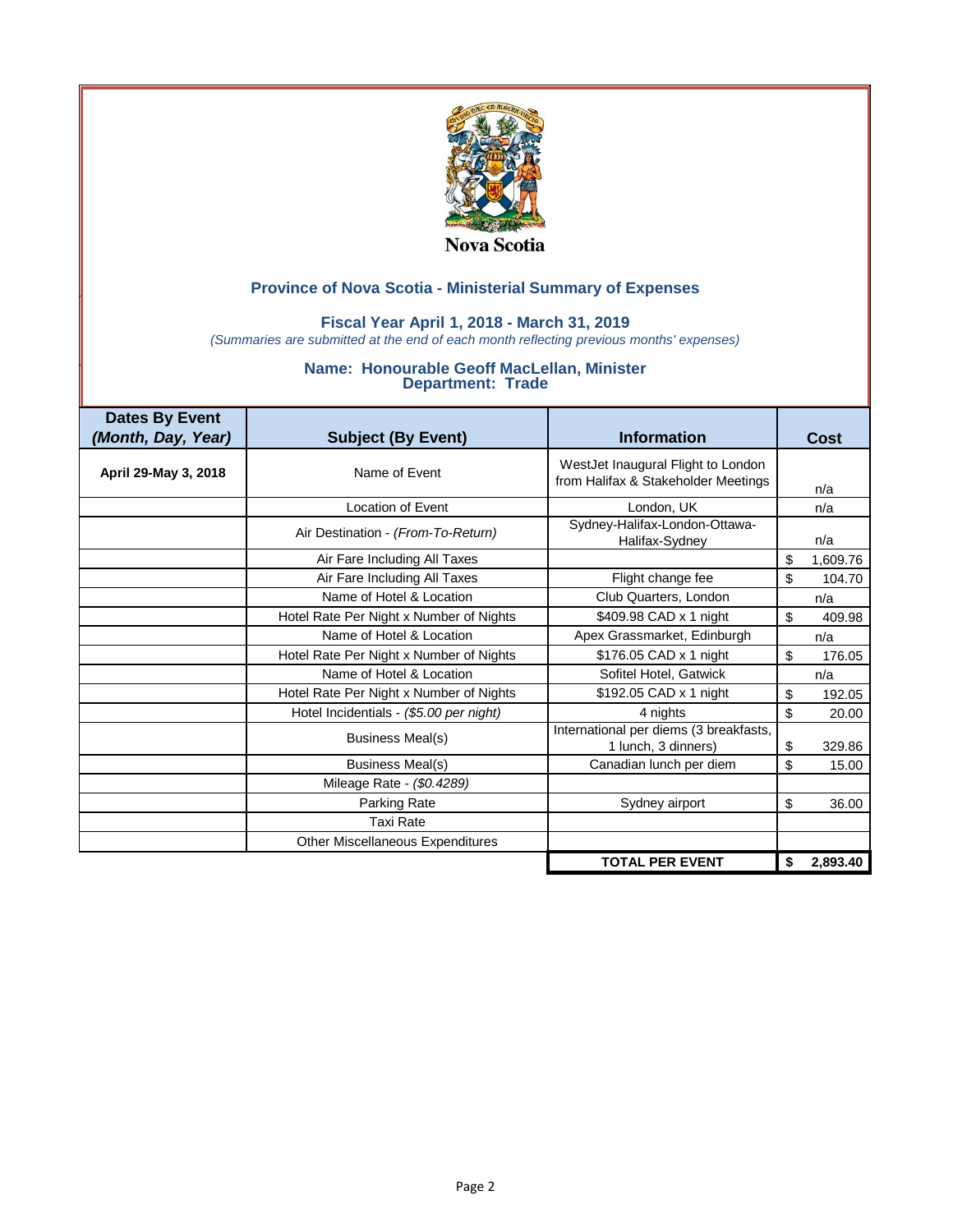Nova Scotia

## Province of Nova Scotia - Ministerial Summary of Expenses

### Fiscal Year April 1, 2018 - March 31, 2019

*(Summaries are submitted at the end of each month reflecting previous months' expenses)*

### Name: Honourable Geoff MacLellan, Minister
### Department: Trade

| Dates By Event *(Month, Day, Year)* | Subject (By Event) | Information | Cost |
|---|---|---|---|
| **April 29-May 3, 2018** | Name of Event | WestJet Inaugural Flight to London from Halifax & Stakeholder Meetings | n/a |
| | Location of Event | London, UK | n/a |
| | Air Destination - *(From-To-Return)* | Sydney-Halifax-London-Ottawa-Halifax-Sydney | n/a |
| | Air Fare Including All Taxes | | $ 1,609.76 |
| | Air Fare Including All Taxes | Flight change fee | $ 104.70 |
| | Name of Hotel & Location | Club Quarters, London | n/a |
| | Hotel Rate Per Night x Number of Nights | $409.98 CAD x 1 night | $ 409.98 |
| | Name of Hotel & Location | Apex Grassmarket, Edinburgh | n/a |
| | Hotel Rate Per Night x Number of Nights | $176.05 CAD x 1 night | $ 176.05 |
| | Name of Hotel & Location | Sofitel Hotel, Gatwick | n/a |
| | Hotel Rate Per Night x Number of Nights | $192.05 CAD x 1 night | $ 192.05 |
| | Hotel Incidentials - *($5.00 per night)* | 4 nights | $ 20.00 |
| | Business Meal(s) | International per diems (3 breakfasts, 1 lunch, 3 dinners) | $ 329.86 |
| | Business Meal(s) | Canadian lunch per diem | $ 15.00 |
| | Mileage Rate - *($0.4289)* | | |
| | Parking Rate | Sydney airport | $ 36.00 |
| | Taxi Rate | | |
| | Other Miscellaneous Expenditures | | |
| | | **TOTAL PER EVENT** | **$ 2,893.40** |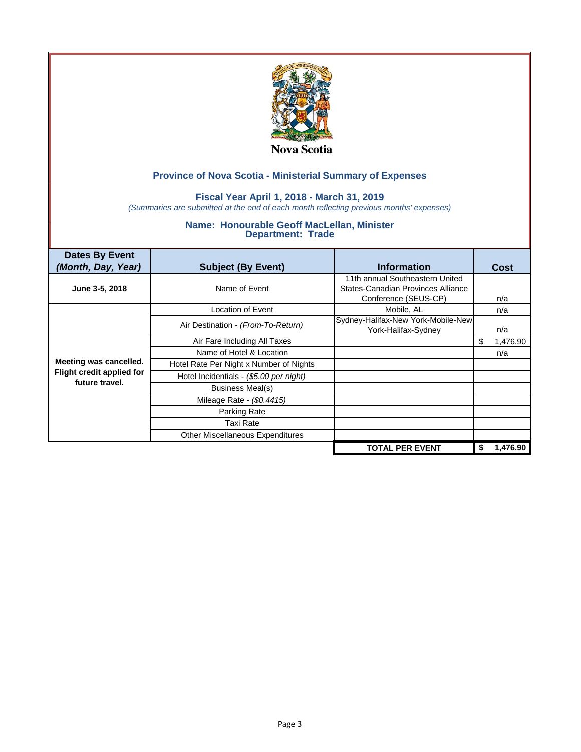Nova Scotia

## Province of Nova Scotia - Ministerial Summary of Expenses

### Fiscal Year April 1, 2018 - March 31, 2019

*(Summaries are submitted at the end of each month reflecting previous months' expenses)*

### Name: Honourable Geoff MacLellan, Minister
### Department: Trade

| Dates By Event *(Month, Day, Year)* | Subject (By Event) | Information | Cost |
|---|---|---|---|
| **June 3-5, 2018** | Name of Event | 11th annual Southeastern United States-Canadian Provinces Alliance Conference (SEUS-CP) | n/a |
| **Meeting was cancelled. Flight credit applied for future travel.** | Location of Event | Mobile, AL | n/a |
| | Air Destination - *(From-To-Return)* | Sydney-Halifax-New York-Mobile-New York-Halifax-Sydney | n/a |
| | Air Fare Including All Taxes | | $ 1,476.90 |
| | Name of Hotel & Location | | n/a |
| | Hotel Rate Per Night x Number of Nights | | |
| | Hotel Incidentials - *($5.00 per night)* | | |
| | Business Meal(s) | | |
| | Mileage Rate - *($0.4415)* | | |
| | Parking Rate | | |
| | Taxi Rate | | |
| | Other Miscellaneous Expenditures | | |
| | | **TOTAL PER EVENT** | **$ 1,476.90** |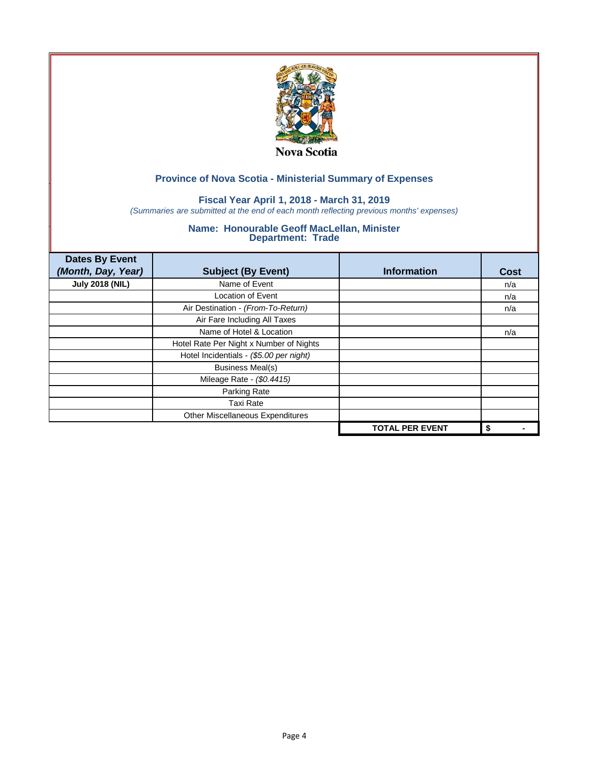Nova Scotia

## Province of Nova Scotia - Ministerial Summary of Expenses

### Fiscal Year April 1, 2018 - March 31, 2019

*(Summaries are submitted at the end of each month reflecting previous months' expenses)*

### Name: Honourable Geoff MacLellan, Minister
### Department: Trade

| Dates By Event *(Month, Day, Year)* | Subject (By Event) | Information | Cost |
|---|---|---|---|
| **July 2018 (NIL)** | Name of Event | | n/a |
| | Location of Event | | n/a |
| | Air Destination - *(From-To-Return)* | | n/a |
| | Air Fare Including All Taxes | | |
| | Name of Hotel & Location | | n/a |
| | Hotel Rate Per Night x Number of Nights | | |
| | Hotel Incidentials - *($5.00 per night)* | | |
| | Business Meal(s) | | |
| | Mileage Rate - *($0.4415)* | | |
| | Parking Rate | | |
| | Taxi Rate | | |
| | Other Miscellaneous Expenditures | | |
| | | **TOTAL PER EVENT** | **$ -** |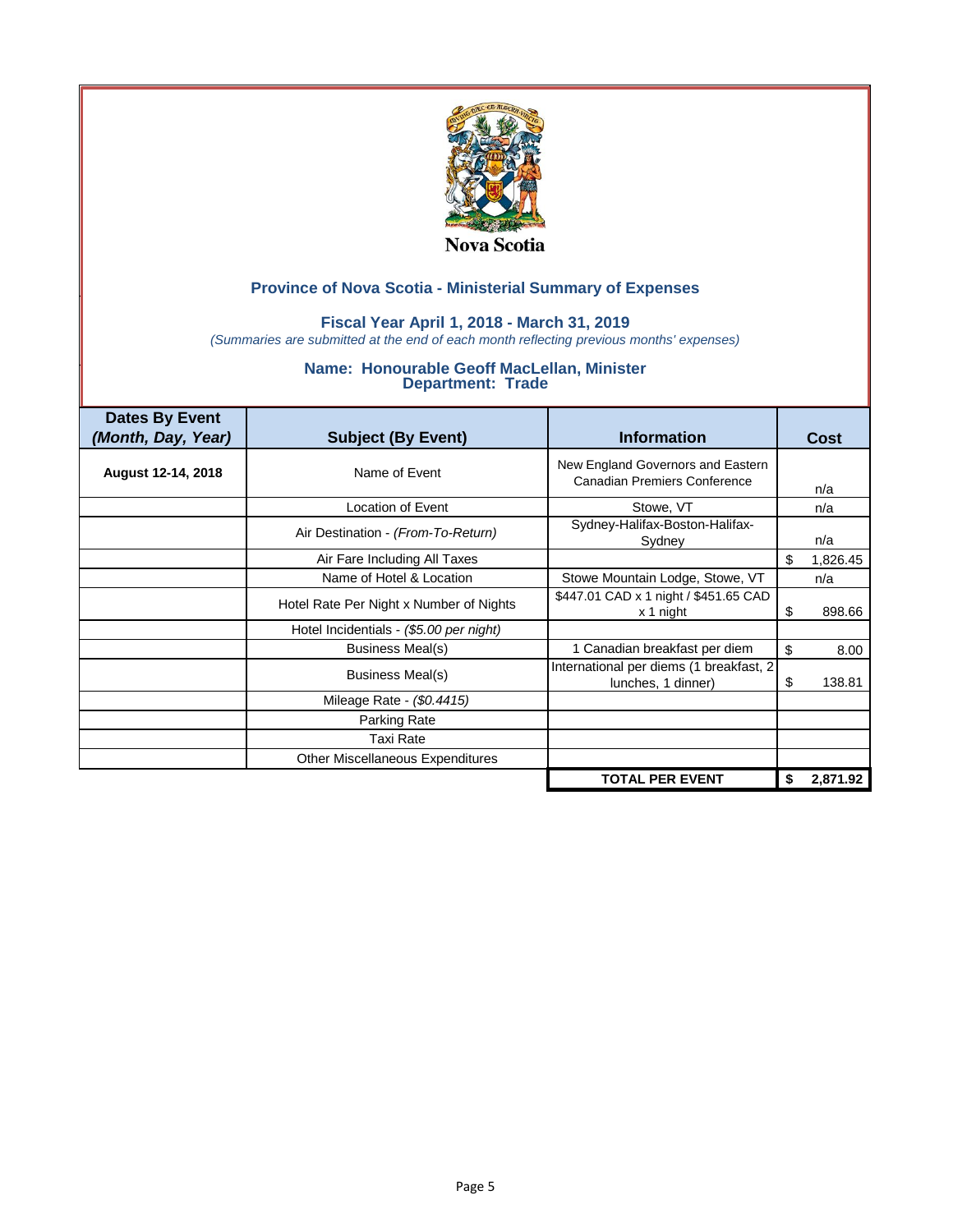Nova Scotia

## Province of Nova Scotia - Ministerial Summary of Expenses

### Fiscal Year April 1, 2018 - March 31, 2019

*(Summaries are submitted at the end of each month reflecting previous months' expenses)*

### Name: Honourable Geoff MacLellan, Minister
### Department: Trade

| Dates By Event *(Month, Day, Year)* | Subject (By Event) | Information | Cost |
|---|---|---|---|
| **August 12-14, 2018** | Name of Event | New England Governors and Eastern Canadian Premiers Conference | n/a |
| | Location of Event | Stowe, VT | n/a |
| | Air Destination - *(From-To-Return)* | Sydney-Halifax-Boston-Halifax-Sydney | n/a |
| | Air Fare Including All Taxes | | $ 1,826.45 |
| | Name of Hotel & Location | Stowe Mountain Lodge, Stowe, VT | n/a |
| | Hotel Rate Per Night x Number of Nights | $447.01 CAD x 1 night / $451.65 CAD x 1 night | $ 898.66 |
| | Hotel Incidentials - *($5.00 per night)* | | |
| | Business Meal(s) | 1 Canadian breakfast per diem | $ 8.00 |
| | Business Meal(s) | International per diems (1 breakfast, 2 lunches, 1 dinner) | $ 138.81 |
| | Mileage Rate - *($0.4415)* | | |
| | Parking Rate | | |
| | Taxi Rate | | |
| | Other Miscellaneous Expenditures | | |
| | | **TOTAL PER EVENT** | **$ 2,871.92** |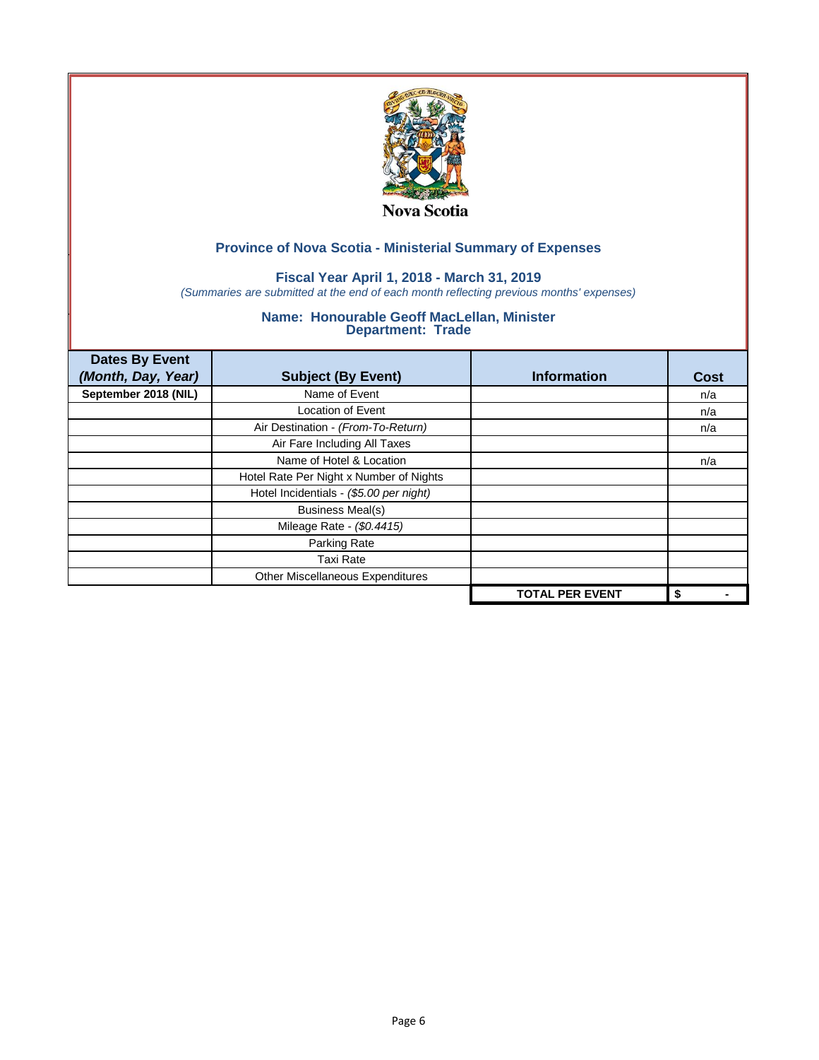Nova Scotia

## Province of Nova Scotia - Ministerial Summary of Expenses

### Fiscal Year April 1, 2018 - March 31, 2019

*(Summaries are submitted at the end of each month reflecting previous months' expenses)*

### Name: Honourable Geoff MacLellan, Minister
### Department: Trade

| Dates By Event *(Month, Day, Year)* | Subject (By Event) | Information | Cost |
|---|---|---|---|
| September 2018 (NIL) | Name of Event | | n/a |
| | Location of Event | | n/a |
| | Air Destination - *(From-To-Return)* | | n/a |
| | Air Fare Including All Taxes | | |
| | Name of Hotel & Location | | n/a |
| | Hotel Rate Per Night x Number of Nights | | |
| | Hotel Incidentials - *($5.00 per night)* | | |
| | Business Meal(s) | | |
| | Mileage Rate - *($0.4415)* | | |
| | Parking Rate | | |
| | Taxi Rate | | |
| | Other Miscellaneous Expenditures | | |
| | | **TOTAL PER EVENT** | **$ -** |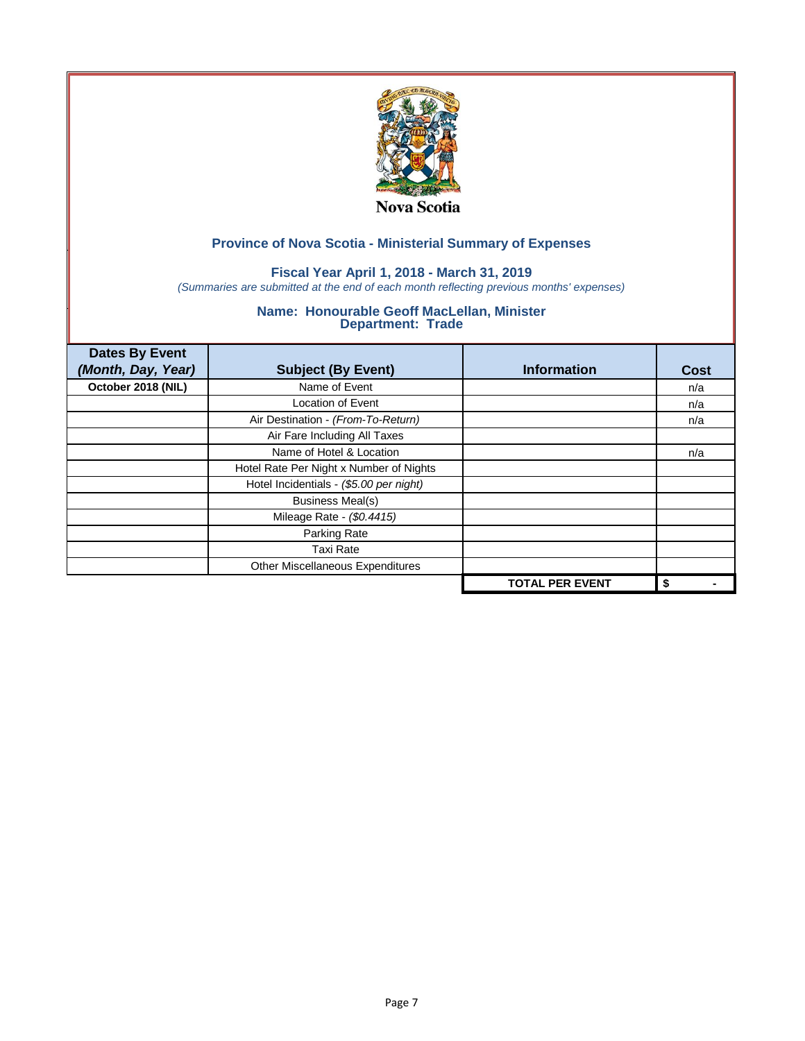Nova Scotia

## Province of Nova Scotia - Ministerial Summary of Expenses

### Fiscal Year April 1, 2018 - March 31, 2019

*(Summaries are submitted at the end of each month reflecting previous months' expenses)*

### Name: Honourable Geoff MacLellan, Minister
### Department: Trade

| Dates By Event *(Month, Day, Year)* | Subject (By Event) | Information | Cost |
|---|---|---|---|
| **October 2018 (NIL)** | Name of Event | | n/a |
| | Location of Event | | n/a |
| | Air Destination - *(From-To-Return)* | | n/a |
| | Air Fare Including All Taxes | | |
| | Name of Hotel & Location | | n/a |
| | Hotel Rate Per Night x Number of Nights | | |
| | Hotel Incidentials - *($5.00 per night)* | | |
| | Business Meal(s) | | |
| | Mileage Rate - *($0.4415)* | | |
| | Parking Rate | | |
| | Taxi Rate | | |
| | Other Miscellaneous Expenditures | | |
| | | **TOTAL PER EVENT** | **$ -** |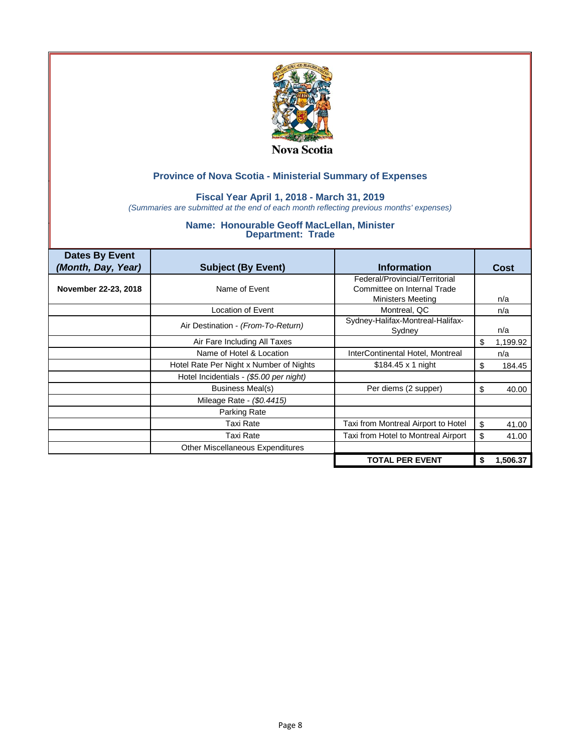Nova Scotia

## Province of Nova Scotia - Ministerial Summary of Expenses

### Fiscal Year April 1, 2018 - March 31, 2019

*(Summaries are submitted at the end of each month reflecting previous months' expenses)*

### Name: Honourable Geoff MacLellan, Minister
### Department: Trade

| Dates By Event *(Month, Day, Year)* | Subject (By Event) | Information | Cost |
|---|---|---|---|
| **November 22-23, 2018** | Name of Event | Federal/Provincial/Territorial Committee on Internal Trade Ministers Meeting | n/a |
| | Location of Event | Montreal, QC | n/a |
| | Air Destination - *(From-To-Return)* | Sydney-Halifax-Montreal-Halifax-Sydney | n/a |
| | Air Fare Including All Taxes | | $ 1,199.92 |
| | Name of Hotel & Location | InterContinental Hotel, Montreal | n/a |
| | Hotel Rate Per Night x Number of Nights | $184.45 x 1 night | $ 184.45 |
| | Hotel Incidentials - *($5.00 per night)* | | |
| | Business Meal(s) | Per diems (2 supper) | $ 40.00 |
| | Mileage Rate - *($0.4415)* | | |
| | Parking Rate | | |
| | Taxi Rate | Taxi from Montreal Airport to Hotel | $ 41.00 |
| | Taxi Rate | Taxi from Hotel to Montreal Airport | $ 41.00 |
| | Other Miscellaneous Expenditures | | |
| | | **TOTAL PER EVENT** | **$ 1,506.37** |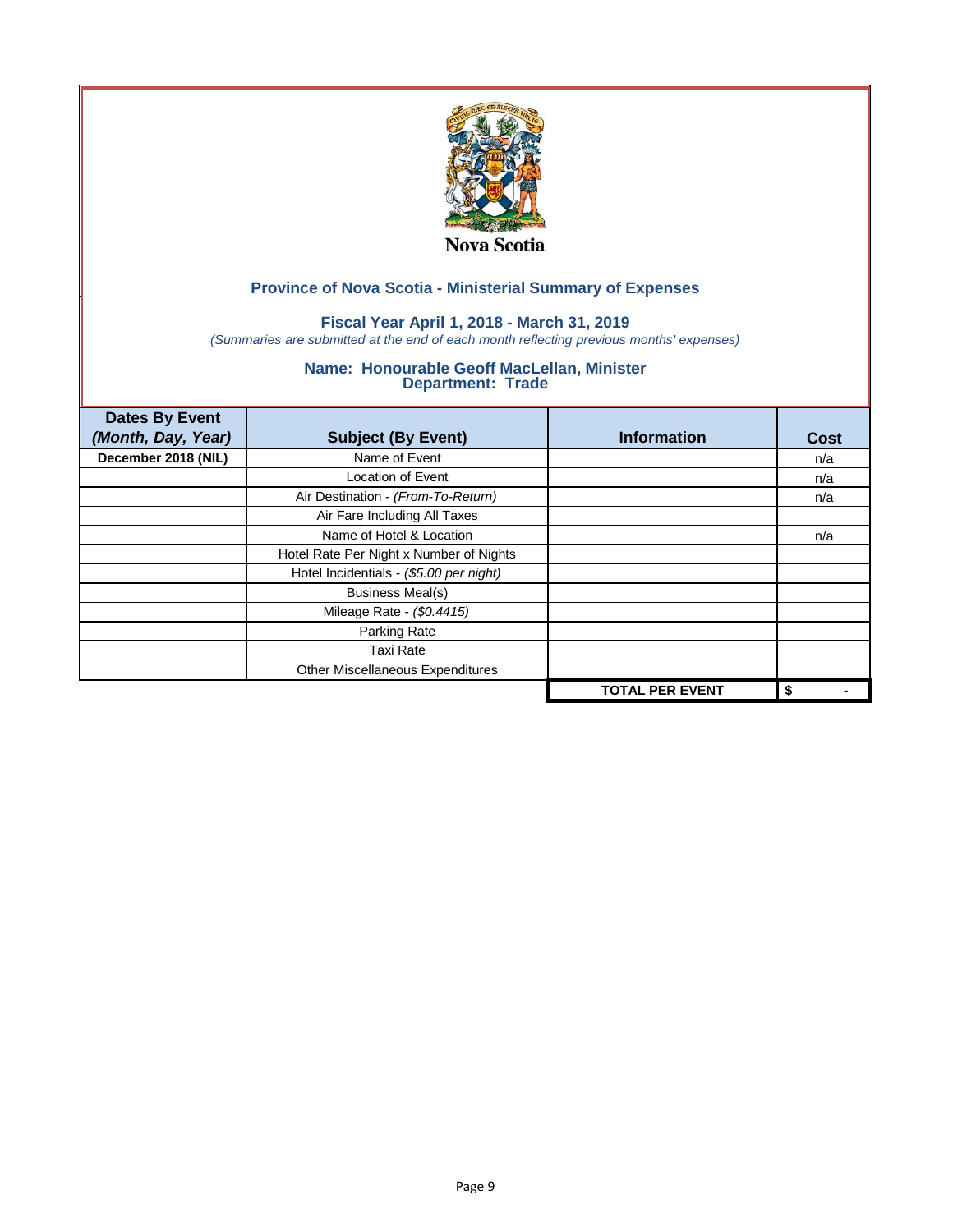Nova Scotia

## Province of Nova Scotia - Ministerial Summary of Expenses

### Fiscal Year April 1, 2018 - March 31, 2019

*(Summaries are submitted at the end of each month reflecting previous months' expenses)*

### Name: Honourable Geoff MacLellan, Minister
### Department: Trade

| Dates By Event *(Month, Day, Year)* | Subject (By Event) | Information | Cost |
|---|---|---|---|
| **December 2018 (NIL)** | Name of Event | | n/a |
| | Location of Event | | n/a |
| | Air Destination - *(From-To-Return)* | | n/a |
| | Air Fare Including All Taxes | | |
| | Name of Hotel & Location | | n/a |
| | Hotel Rate Per Night x Number of Nights | | |
| | Hotel Incidentials - *($5.00 per night)* | | |
| | Business Meal(s) | | |
| | Mileage Rate - *($0.4415)* | | |
| | Parking Rate | | |
| | Taxi Rate | | |
| | Other Miscellaneous Expenditures | | |
| | | **TOTAL PER EVENT** | **$ -** |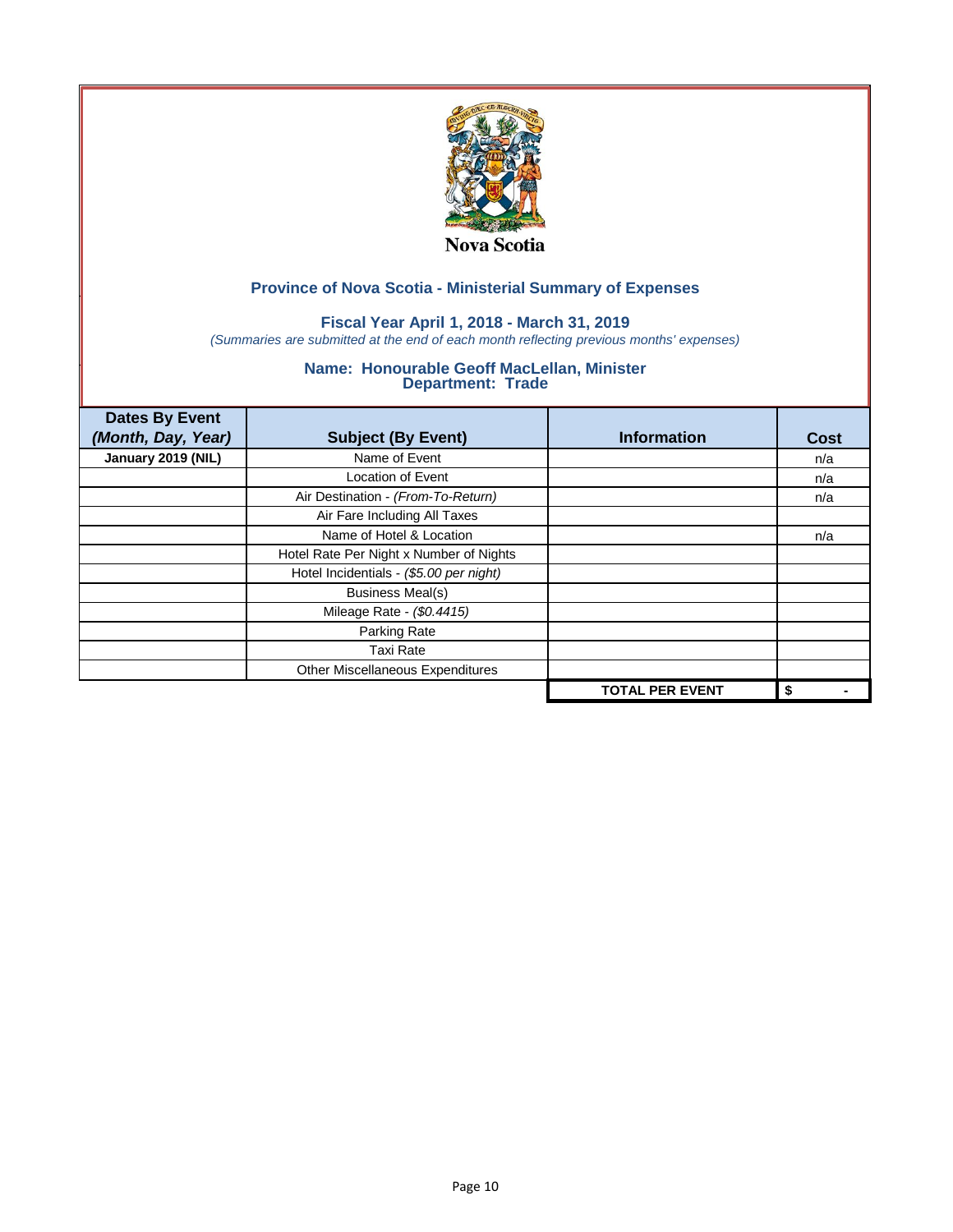Nova Scotia

## Province of Nova Scotia - Ministerial Summary of Expenses

### Fiscal Year April 1, 2018 - March 31, 2019

*(Summaries are submitted at the end of each month reflecting previous months' expenses)*

### Name: Honourable Geoff MacLellan, Minister
### Department: Trade

| Dates By Event *(Month, Day, Year)* | Subject (By Event) | Information | Cost |
|---|---|---|---|
| **January 2019 (NIL)** | Name of Event | | n/a |
| | Location of Event | | n/a |
| | Air Destination - *(From-To-Return)* | | n/a |
| | Air Fare Including All Taxes | | |
| | Name of Hotel & Location | | n/a |
| | Hotel Rate Per Night x Number of Nights | | |
| | Hotel Incidentials - *($5.00 per night)* | | |
| | Business Meal(s) | | |
| | Mileage Rate - *($0.4415)* | | |
| | Parking Rate | | |
| | Taxi Rate | | |
| | Other Miscellaneous Expenditures | | |
| | | **TOTAL PER EVENT** | **$ -** |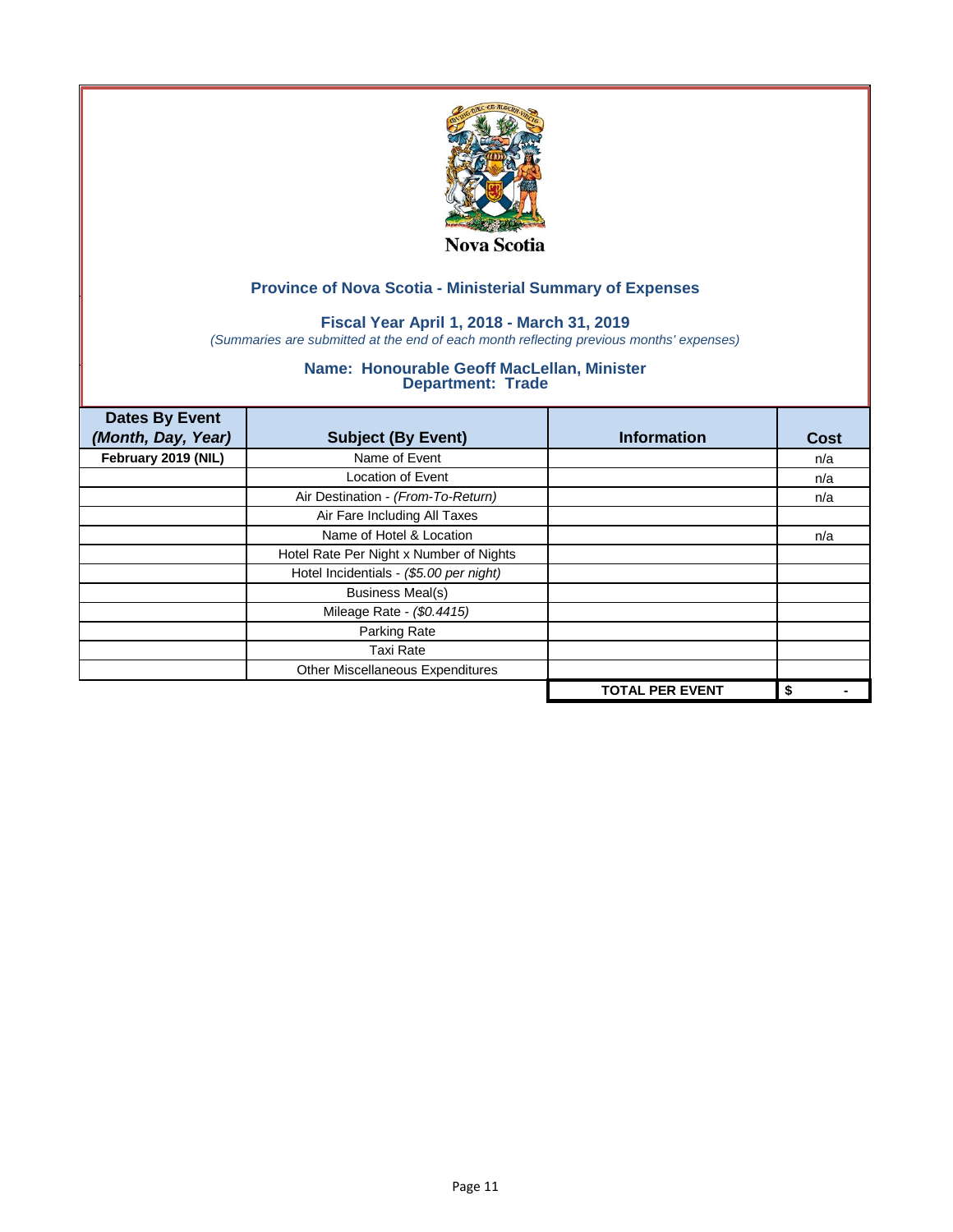Nova Scotia

## Province of Nova Scotia - Ministerial Summary of Expenses

### Fiscal Year April 1, 2018 - March 31, 2019

*(Summaries are submitted at the end of each month reflecting previous months' expenses)*

### Name: Honourable Geoff MacLellan, Minister
### Department: Trade

| Dates By Event *(Month, Day, Year)* | Subject (By Event) | Information | Cost |
|---|---|---|---|
| **February 2019 (NIL)** | Name of Event | | n/a |
| | Location of Event | | n/a |
| | Air Destination - *(From-To-Return)* | | n/a |
| | Air Fare Including All Taxes | | |
| | Name of Hotel & Location | | n/a |
| | Hotel Rate Per Night x Number of Nights | | |
| | Hotel Incidentials - *($5.00 per night)* | | |
| | Business Meal(s) | | |
| | Mileage Rate - *($0.4415)* | | |
| | Parking Rate | | |
| | Taxi Rate | | |
| | Other Miscellaneous Expenditures | | |
| | | **TOTAL PER EVENT** | **$ -** |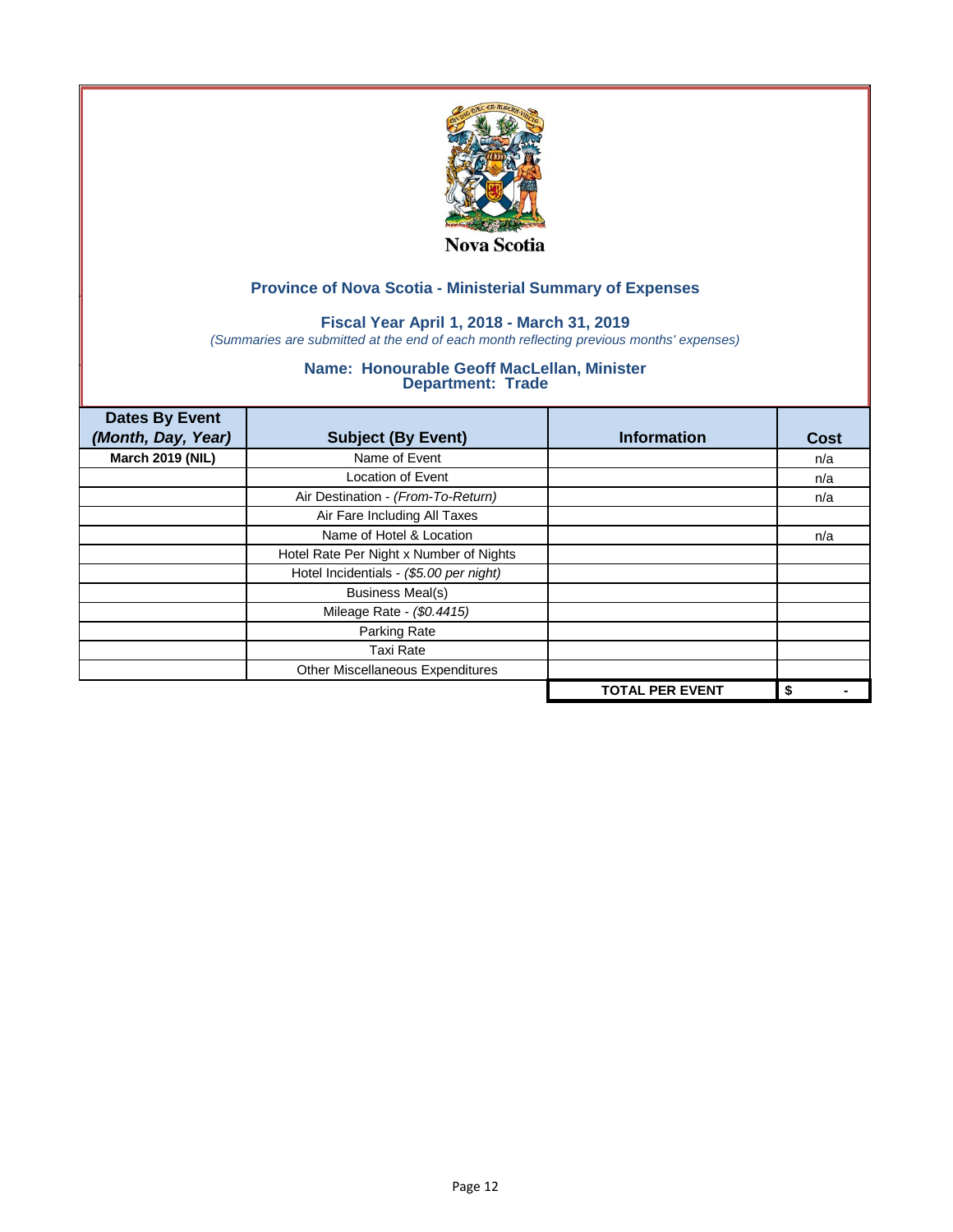Nova Scotia

## Province of Nova Scotia - Ministerial Summary of Expenses

### Fiscal Year April 1, 2018 - March 31, 2019

*(Summaries are submitted at the end of each month reflecting previous months' expenses)*

### Name: Honourable Geoff MacLellan, Minister
### Department: Trade

| Dates By Event *(Month, Day, Year)* | Subject (By Event) | Information | Cost |
|---|---|---|---|
| **March 2019 (NIL)** | Name of Event | | n/a |
| | Location of Event | | n/a |
| | Air Destination - *(From-To-Return)* | | n/a |
| | Air Fare Including All Taxes | | |
| | Name of Hotel & Location | | n/a |
| | Hotel Rate Per Night x Number of Nights | | |
| | Hotel Incidentials - *($5.00 per night)* | | |
| | Business Meal(s) | | |
| | Mileage Rate - *($0.4415)* | | |
| | Parking Rate | | |
| | Taxi Rate | | |
| | Other Miscellaneous Expenditures | | |
| | | **TOTAL PER EVENT** | **$ -** |